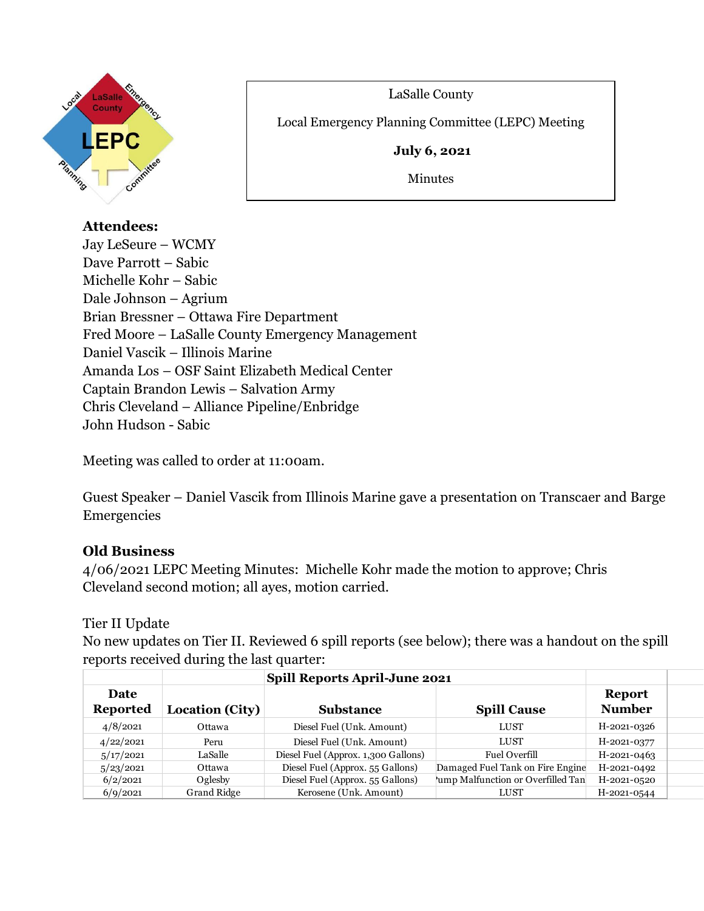LaSalle County

Local Emergency Planning Committee (LEPC) Meeting

**July 6, 2021**

Minutes

**Attendees:**

Jay LeSeure – WCMY
Dave Parrott – Sabic
Michelle Kohr – Sabic
Dale Johnson – Agrium
Brian Bressner – Ottawa Fire Department
Fred Moore – LaSalle County Emergency Management
Daniel Vascik – Illinois Marine
Amanda Los – OSF Saint Elizabeth Medical Center
Captain Brandon Lewis – Salvation Army
Chris Cleveland – Alliance Pipeline/Enbridge
John Hudson - Sabic

Meeting was called to order at 11:00am.

Guest Speaker – Daniel Vascik from Illinois Marine gave a presentation on Transcaer and Barge Emergencies

## Old Business

4/06/2021 LEPC Meeting Minutes: Michelle Kohr made the motion to approve; Chris Cleveland second motion; all ayes, motion carried.

Tier II Update

No new updates on Tier II. Reviewed 6 spill reports (see below); there was a handout on the spill reports received during the last quarter:

| | | **Spill Reports April-June 2021** | | |
|---|---|---|---|---|
| **Date Reported** | **Location (City)** | **Substance** | **Spill Cause** | **Report Number** |
| 4/8/2021 | Ottawa | Diesel Fuel (Unk. Amount) | LUST | H-2021-0326 |
| 4/22/2021 | Peru | Diesel Fuel (Unk. Amount) | LUST | H-2021-0377 |
| 5/17/2021 | LaSalle | Diesel Fuel (Approx. 1,300 Gallons) | Fuel Overfill | H-2021-0463 |
| 5/23/2021 | Ottawa | Diesel Fuel (Approx. 55 Gallons) | Damaged Fuel Tank on Fire Engine | H-2021-0492 |
| 6/2/2021 | Oglesby | Diesel Fuel (Approx. 55 Gallons) | ump Malfunction or Overfilled Tan | H-2021-0520 |
| 6/9/2021 | Grand Ridge | Kerosene (Unk. Amount) | LUST | H-2021-0544 |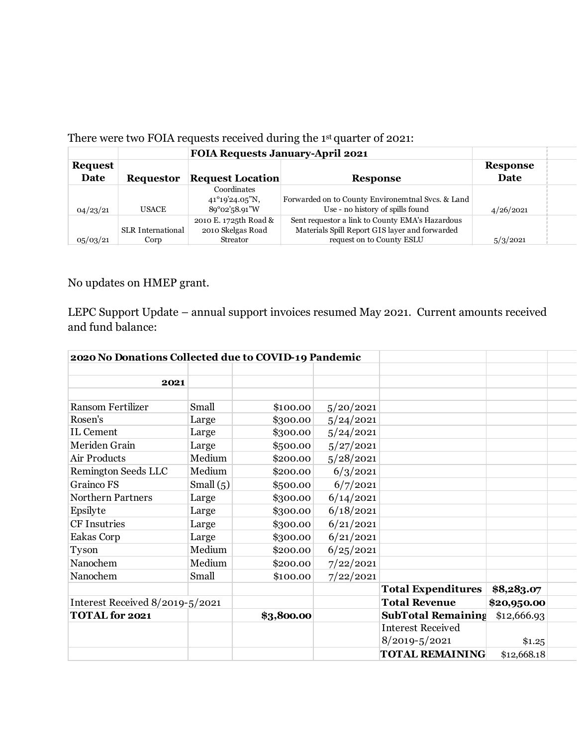There were two FOIA requests received during the 1st quarter of 2021:

| | | FOIA Requests January-April 2021 | | |
|---|---|---|---|---|
| Request Date | Requestor | Request Location | Response | Response Date |
| 04/23/21 | USACE | Coordinates 41°19'24.05"N, 89°02'58.91"W | Forwarded on to County Environemtnal Svcs. & Land Use - no history of spills found | 4/26/2021 |
| 05/03/21 | SLR International Corp | 2010 E. 1725th Road & 2010 Skelgas Road Streator | Sent requestor a link to County EMA's Hazardous Materials Spill Report GIS layer and forwarded request on to County ESLU | 5/3/2021 |

No updates on HMEP grant.

LEPC Support Update – annual support invoices resumed May 2021. Current amounts received and fund balance:

| **2020 No Donations Collected due to COVID-19 Pandemic** | | | | | |
|---|---|---|---|---|---|
| | | | | | |
| **2021** | | | | | |
| | | | | | |
| Ransom Fertilizer | Small | $100.00 | 5/20/2021 | | |
| Rosen's | Large | $300.00 | 5/24/2021 | | |
| IL Cement | Large | $300.00 | 5/24/2021 | | |
| Meriden Grain | Large | $500.00 | 5/27/2021 | | |
| Air Products | Medium | $200.00 | 5/28/2021 | | |
| Remington Seeds LLC | Medium | $200.00 | 6/3/2021 | | |
| Grainco FS | Small (5) | $500.00 | 6/7/2021 | | |
| Northern Partners | Large | $300.00 | 6/14/2021 | | |
| Epsilyte | Large | $300.00 | 6/18/2021 | | |
| CF Insutries | Large | $300.00 | 6/21/2021 | | |
| Eakas Corp | Large | $300.00 | 6/21/2021 | | |
| Tyson | Medium | $200.00 | 6/25/2021 | | |
| Nanochem | Medium | $200.00 | 7/22/2021 | | |
| Nanochem | Small | $100.00 | 7/22/2021 | | |
| | | | | **Total Expenditures** | **$8,283.07** |
| Interest Received 8/2019-5/2021 | | | | **Total Revenue** | **$20,950.00** |
| **TOTAL for 2021** | | **$3,800.00** | | **SubTotal Remaining** | $12,666.93 |
| | | | | Interest Received 8/2019-5/2021 | $1.25 |
| | | | | **TOTAL REMAINING** | $12,668.18 |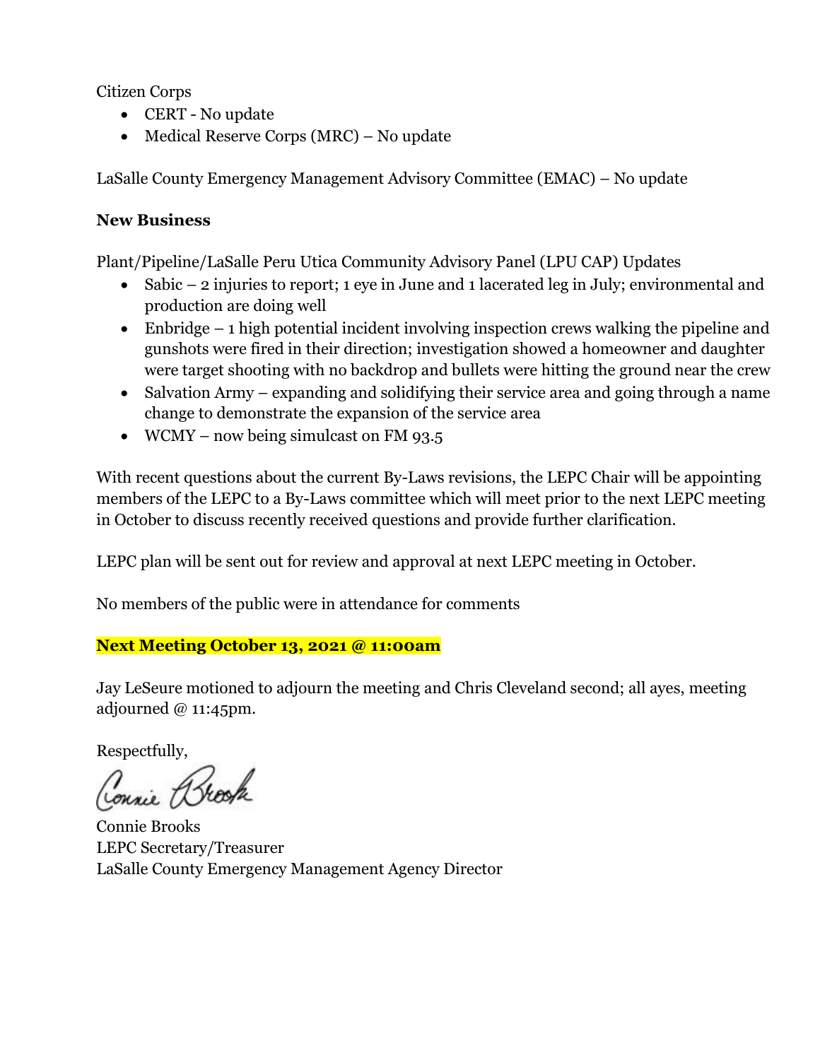Citizen Corps

- CERT - No update
- Medical Reserve Corps (MRC) – No update

LaSalle County Emergency Management Advisory Committee (EMAC) – No update

**New Business**

Plant/Pipeline/LaSalle Peru Utica Community Advisory Panel (LPU CAP) Updates

- Sabic – 2 injuries to report; 1 eye in June and 1 lacerated leg in July; environmental and production are doing well
- Enbridge – 1 high potential incident involving inspection crews walking the pipeline and gunshots were fired in their direction; investigation showed a homeowner and daughter were target shooting with no backdrop and bullets were hitting the ground near the crew
- Salvation Army – expanding and solidifying their service area and going through a name change to demonstrate the expansion of the service area
- WCMY – now being simulcast on FM 93.5

With recent questions about the current By-Laws revisions, the LEPC Chair will be appointing members of the LEPC to a By-Laws committee which will meet prior to the next LEPC meeting in October to discuss recently received questions and provide further clarification.

LEPC plan will be sent out for review and approval at next LEPC meeting in October.

No members of the public were in attendance for comments

**Next Meeting October 13, 2021 @ 11:00am**

Jay LeSeure motioned to adjourn the meeting and Chris Cleveland second; all ayes, meeting adjourned @ 11:45pm.

Respectfully,

Connie Brooks

Connie Brooks
LEPC Secretary/Treasurer
LaSalle County Emergency Management Agency Director